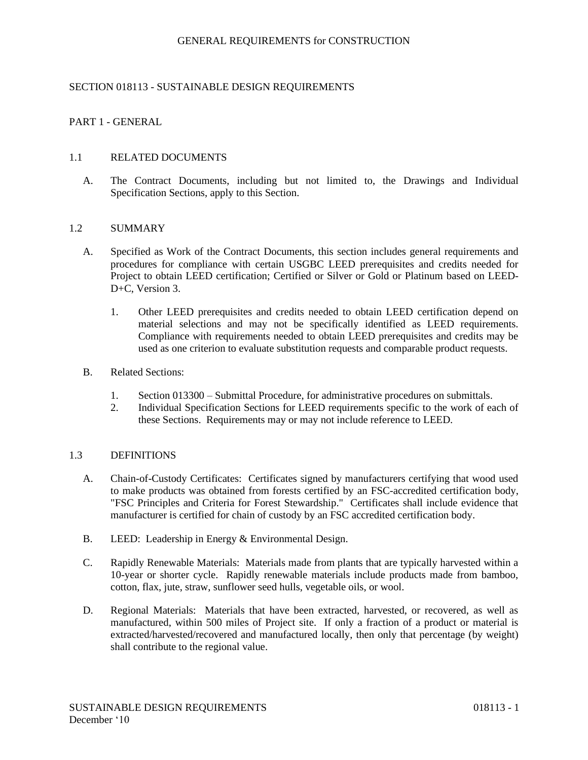GENERAL REQUIREMENTS for CONSTRUCTION

# SECTION 018113 - SUSTAINABLE DESIGN REQUIREMENTS

## PART 1 - GENERAL

### 1.1 RELATED DOCUMENTS

A. The Contract Documents, including but not limited to, the Drawings and Individual Specification Sections, apply to this Section.

### 1.2 SUMMARY

A. Specified as Work of the Contract Documents, this section includes general requirements and procedures for compliance with certain USGBC LEED prerequisites and credits needed for Project to obtain LEED certification; Certified or Silver or Gold or Platinum based on LEED-D+C, Version 3.

   1. Other LEED prerequisites and credits needed to obtain LEED certification depend on material selections and may not be specifically identified as LEED requirements. Compliance with requirements needed to obtain LEED prerequisites and credits may be used as one criterion to evaluate substitution requests and comparable product requests.

B. Related Sections:

   1. Section 013300 – Submittal Procedure, for administrative procedures on submittals.
   2. Individual Specification Sections for LEED requirements specific to the work of each of these Sections. Requirements may or may not include reference to LEED.

### 1.3 DEFINITIONS

A. Chain-of-Custody Certificates: Certificates signed by manufacturers certifying that wood used to make products was obtained from forests certified by an FSC-accredited certification body, "FSC Principles and Criteria for Forest Stewardship." Certificates shall include evidence that manufacturer is certified for chain of custody by an FSC accredited certification body.

B. LEED: Leadership in Energy & Environmental Design.

C. Rapidly Renewable Materials: Materials made from plants that are typically harvested within a 10-year or shorter cycle. Rapidly renewable materials include products made from bamboo, cotton, flax, jute, straw, sunflower seed hulls, vegetable oils, or wool.

D. Regional Materials: Materials that have been extracted, harvested, or recovered, as well as manufactured, within 500 miles of Project site. If only a fraction of a product or material is extracted/harvested/recovered and manufactured locally, then only that percentage (by weight) shall contribute to the regional value.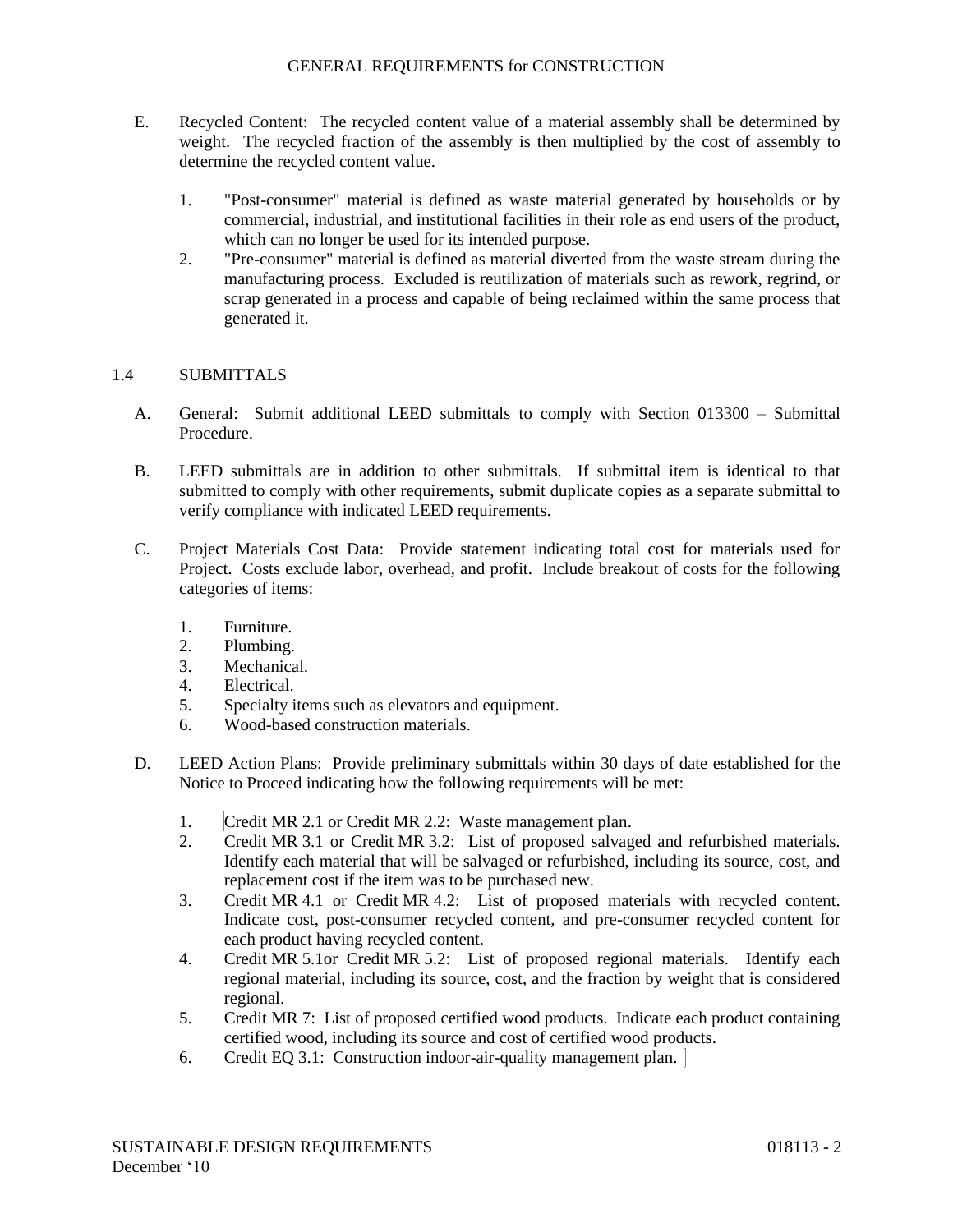E. Recycled Content: The recycled content value of a material assembly shall be determined by weight. The recycled fraction of the assembly is then multiplied by the cost of assembly to determine the recycled content value.

1. "Post-consumer" material is defined as waste material generated by households or by commercial, industrial, and institutional facilities in their role as end users of the product, which can no longer be used for its intended purpose.
2. "Pre-consumer" material is defined as material diverted from the waste stream during the manufacturing process. Excluded is reutilization of materials such as rework, regrind, or scrap generated in a process and capable of being reclaimed within the same process that generated it.

## 1.4 SUBMITTALS

A. General: Submit additional LEED submittals to comply with Section 013300 – Submittal Procedure.

B. LEED submittals are in addition to other submittals. If submittal item is identical to that submitted to comply with other requirements, submit duplicate copies as a separate submittal to verify compliance with indicated LEED requirements.

C. Project Materials Cost Data: Provide statement indicating total cost for materials used for Project. Costs exclude labor, overhead, and profit. Include breakout of costs for the following categories of items:

1. Furniture.
2. Plumbing.
3. Mechanical.
4. Electrical.
5. Specialty items such as elevators and equipment.
6. Wood-based construction materials.

D. LEED Action Plans: Provide preliminary submittals within 30 days of date established for the Notice to Proceed indicating how the following requirements will be met:

1. Credit MR 2.1 or Credit MR 2.2: Waste management plan.
2. Credit MR 3.1 or Credit MR 3.2: List of proposed salvaged and refurbished materials. Identify each material that will be salvaged or refurbished, including its source, cost, and replacement cost if the item was to be purchased new.
3. Credit MR 4.1 or Credit MR 4.2: List of proposed materials with recycled content. Indicate cost, post-consumer recycled content, and pre-consumer recycled content for each product having recycled content.
4. Credit MR 5.1or Credit MR 5.2: List of proposed regional materials. Identify each regional material, including its source, cost, and the fraction by weight that is considered regional.
5. Credit MR 7: List of proposed certified wood products. Indicate each product containing certified wood, including its source and cost of certified wood products.
6. Credit EQ 3.1: Construction indoor-air-quality management plan.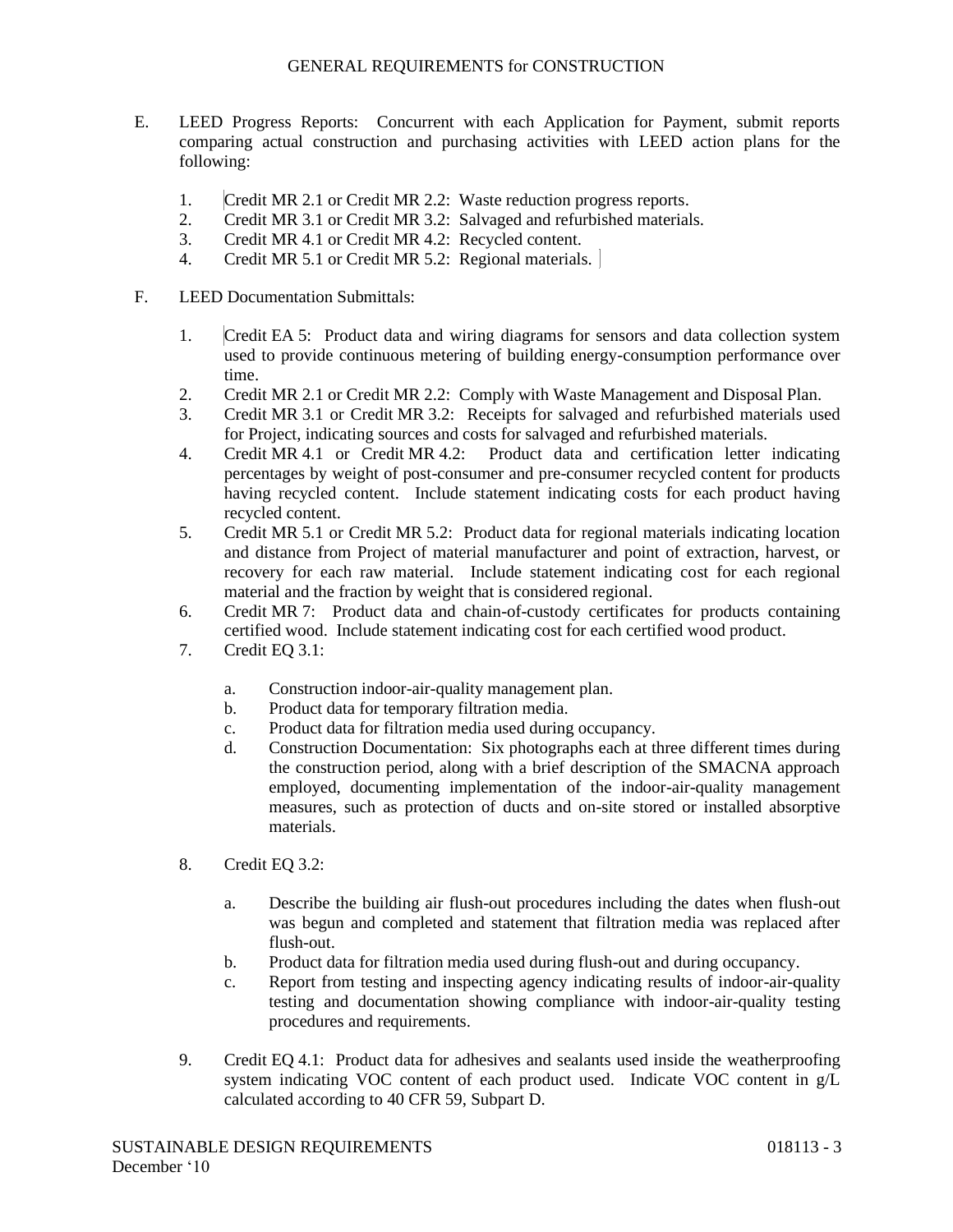E. LEED Progress Reports: Concurrent with each Application for Payment, submit reports comparing actual construction and purchasing activities with LEED action plans for the following:

1. Credit MR 2.1 or Credit MR 2.2: Waste reduction progress reports.
2. Credit MR 3.1 or Credit MR 3.2: Salvaged and refurbished materials.
3. Credit MR 4.1 or Credit MR 4.2: Recycled content.
4. Credit MR 5.1 or Credit MR 5.2: Regional materials.

F. LEED Documentation Submittals:

1. Credit EA 5: Product data and wiring diagrams for sensors and data collection system used to provide continuous metering of building energy-consumption performance over time.
2. Credit MR 2.1 or Credit MR 2.2: Comply with Waste Management and Disposal Plan.
3. Credit MR 3.1 or Credit MR 3.2: Receipts for salvaged and refurbished materials used for Project, indicating sources and costs for salvaged and refurbished materials.
4. Credit MR 4.1 or Credit MR 4.2: Product data and certification letter indicating percentages by weight of post-consumer and pre-consumer recycled content for products having recycled content. Include statement indicating costs for each product having recycled content.
5. Credit MR 5.1 or Credit MR 5.2: Product data for regional materials indicating location and distance from Project of material manufacturer and point of extraction, harvest, or recovery for each raw material. Include statement indicating cost for each regional material and the fraction by weight that is considered regional.
6. Credit MR 7: Product data and chain-of-custody certificates for products containing certified wood. Include statement indicating cost for each certified wood product.
7. Credit EQ 3.1:
   a. Construction indoor-air-quality management plan.
   b. Product data for temporary filtration media.
   c. Product data for filtration media used during occupancy.
   d. Construction Documentation: Six photographs each at three different times during the construction period, along with a brief description of the SMACNA approach employed, documenting implementation of the indoor-air-quality management measures, such as protection of ducts and on-site stored or installed absorptive materials.
8. Credit EQ 3.2:
   a. Describe the building air flush-out procedures including the dates when flush-out was begun and completed and statement that filtration media was replaced after flush-out.
   b. Product data for filtration media used during flush-out and during occupancy.
   c. Report from testing and inspecting agency indicating results of indoor-air-quality testing and documentation showing compliance with indoor-air-quality testing procedures and requirements.
9. Credit EQ 4.1: Product data for adhesives and sealants used inside the weatherproofing system indicating VOC content of each product used. Indicate VOC content in g/L calculated according to 40 CFR 59, Subpart D.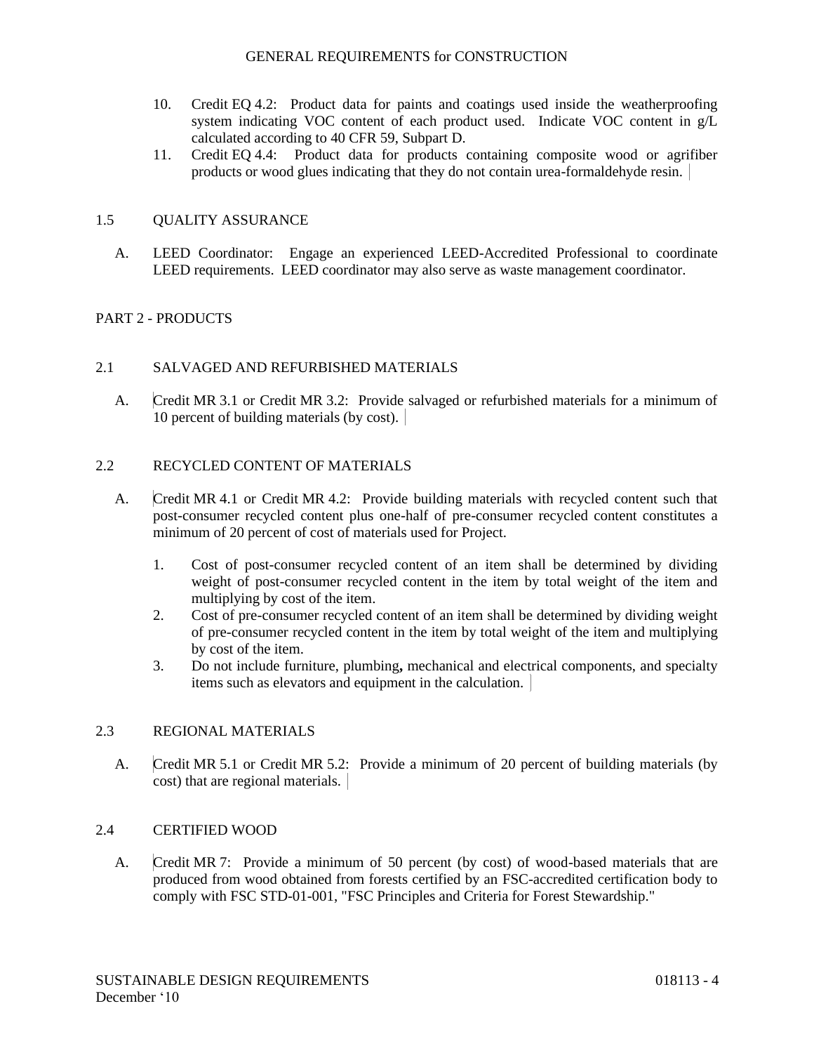10. Credit EQ 4.2: Product data for paints and coatings used inside the weatherproofing system indicating VOC content of each product used. Indicate VOC content in g/L calculated according to 40 CFR 59, Subpart D.
11. Credit EQ 4.4: Product data for products containing composite wood or agrifiber products or wood glues indicating that they do not contain urea-formaldehyde resin.

## 1.5 QUALITY ASSURANCE

A. LEED Coordinator: Engage an experienced LEED-Accredited Professional to coordinate LEED requirements. LEED coordinator may also serve as waste management coordinator.

# PART 2 - PRODUCTS

## 2.1 SALVAGED AND REFURBISHED MATERIALS

A. Credit MR 3.1 or Credit MR 3.2: Provide salvaged or refurbished materials for a minimum of 10 percent of building materials (by cost).

## 2.2 RECYCLED CONTENT OF MATERIALS

A. Credit MR 4.1 or Credit MR 4.2: Provide building materials with recycled content such that post-consumer recycled content plus one-half of pre-consumer recycled content constitutes a minimum of 20 percent of cost of materials used for Project.

1. Cost of post-consumer recycled content of an item shall be determined by dividing weight of post-consumer recycled content in the item by total weight of the item and multiplying by cost of the item.
2. Cost of pre-consumer recycled content of an item shall be determined by dividing weight of pre-consumer recycled content in the item by total weight of the item and multiplying by cost of the item.
3. Do not include furniture, plumbing**,** mechanical and electrical components, and specialty items such as elevators and equipment in the calculation.

## 2.3 REGIONAL MATERIALS

A. Credit MR 5.1 or Credit MR 5.2: Provide a minimum of 20 percent of building materials (by cost) that are regional materials.

## 2.4 CERTIFIED WOOD

A. Credit MR 7: Provide a minimum of 50 percent (by cost) of wood-based materials that are produced from wood obtained from forests certified by an FSC-accredited certification body to comply with FSC STD-01-001, "FSC Principles and Criteria for Forest Stewardship."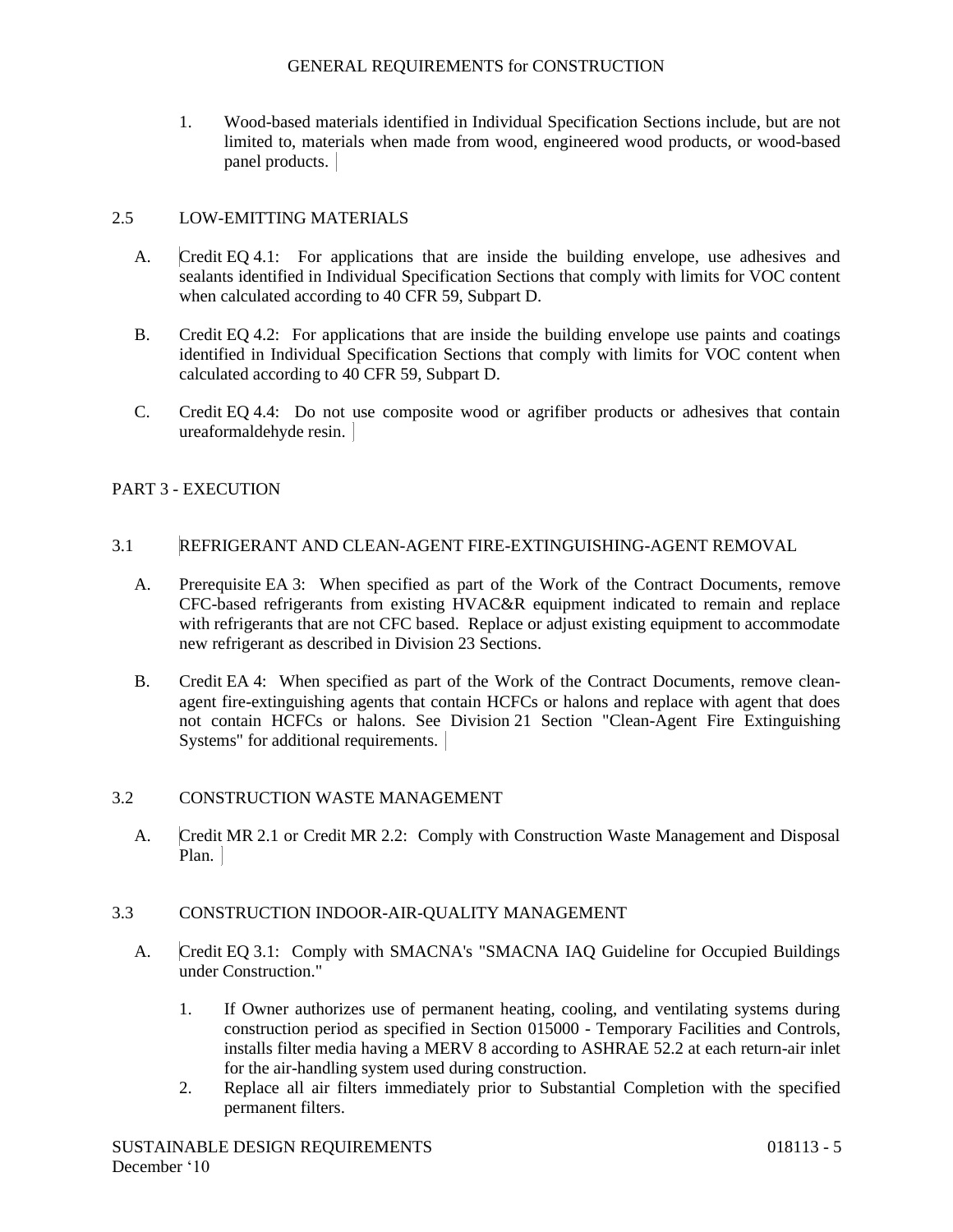1. Wood-based materials identified in Individual Specification Sections include, but are not limited to, materials when made from wood, engineered wood products, or wood-based panel products.

## 2.5 LOW-EMITTING MATERIALS

A. Credit EQ 4.1: For applications that are inside the building envelope, use adhesives and sealants identified in Individual Specification Sections that comply with limits for VOC content when calculated according to 40 CFR 59, Subpart D.

B. Credit EQ 4.2: For applications that are inside the building envelope use paints and coatings identified in Individual Specification Sections that comply with limits for VOC content when calculated according to 40 CFR 59, Subpart D.

C. Credit EQ 4.4: Do not use composite wood or agrifiber products or adhesives that contain ureaformaldehyde resin.

# PART 3 - EXECUTION

## 3.1 REFRIGERANT AND CLEAN-AGENT FIRE-EXTINGUISHING-AGENT REMOVAL

A. Prerequisite EA 3: When specified as part of the Work of the Contract Documents, remove CFC-based refrigerants from existing HVAC&R equipment indicated to remain and replace with refrigerants that are not CFC based. Replace or adjust existing equipment to accommodate new refrigerant as described in Division 23 Sections.

B. Credit EA 4: When specified as part of the Work of the Contract Documents, remove clean-agent fire-extinguishing agents that contain HCFCs or halons and replace with agent that does not contain HCFCs or halons. See Division 21 Section "Clean-Agent Fire Extinguishing Systems" for additional requirements.

## 3.2 CONSTRUCTION WASTE MANAGEMENT

A. Credit MR 2.1 or Credit MR 2.2: Comply with Construction Waste Management and Disposal Plan.

## 3.3 CONSTRUCTION INDOOR-AIR-QUALITY MANAGEMENT

A. Credit EQ 3.1: Comply with SMACNA's "SMACNA IAQ Guideline for Occupied Buildings under Construction."

1. If Owner authorizes use of permanent heating, cooling, and ventilating systems during construction period as specified in Section 015000 - Temporary Facilities and Controls, installs filter media having a MERV 8 according to ASHRAE 52.2 at each return-air inlet for the air-handling system used during construction.
2. Replace all air filters immediately prior to Substantial Completion with the specified permanent filters.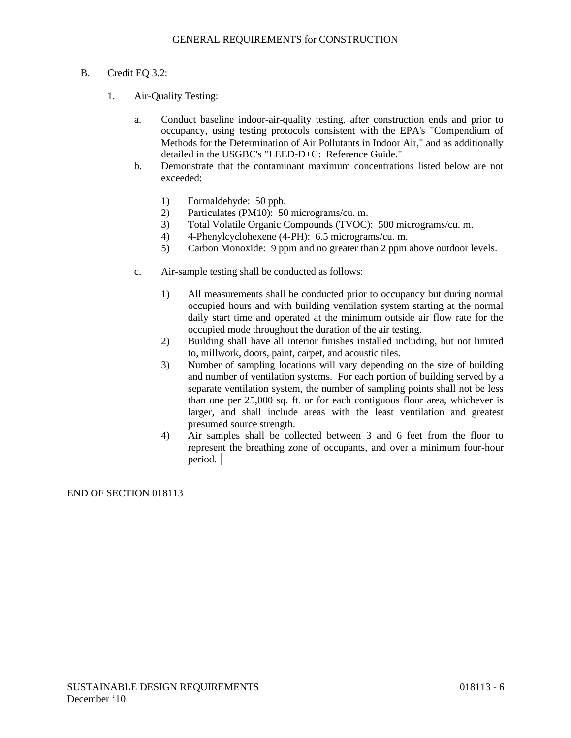B. Credit EQ 3.2:

1. Air-Quality Testing:

   a. Conduct baseline indoor-air-quality testing, after construction ends and prior to occupancy, using testing protocols consistent with the EPA's "Compendium of Methods for the Determination of Air Pollutants in Indoor Air," and as additionally detailed in the USGBC's "LEED-D+C: Reference Guide."

   b. Demonstrate that the contaminant maximum concentrations listed below are not exceeded:

      1) Formaldehyde: 50 ppb.
      2) Particulates (PM10): 50 micrograms/cu. m.
      3) Total Volatile Organic Compounds (TVOC): 500 micrograms/cu. m.
      4) 4-Phenylcyclohexene (4-PH): 6.5 micrograms/cu. m.
      5) Carbon Monoxide: 9 ppm and no greater than 2 ppm above outdoor levels.

   c. Air-sample testing shall be conducted as follows:

      1) All measurements shall be conducted prior to occupancy but during normal occupied hours and with building ventilation system starting at the normal daily start time and operated at the minimum outside air flow rate for the occupied mode throughout the duration of the air testing.
      2) Building shall have all interior finishes installed including, but not limited to, millwork, doors, paint, carpet, and acoustic tiles.
      3) Number of sampling locations will vary depending on the size of building and number of ventilation systems. For each portion of building served by a separate ventilation system, the number of sampling points shall not be less than one per 25,000 sq. ft. or for each contiguous floor area, whichever is larger, and shall include areas with the least ventilation and greatest presumed source strength.
      4) Air samples shall be collected between 3 and 6 feet from the floor to represent the breathing zone of occupants, and over a minimum four-hour period.

END OF SECTION 018113